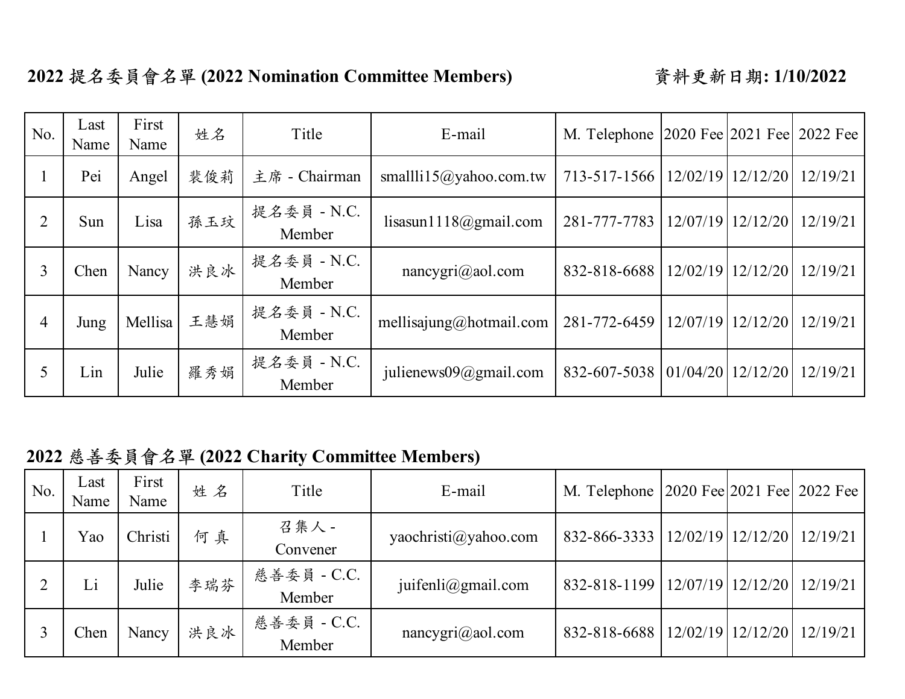**2022 提名委員會名單 (2022 Nomination Committee Members)** 資料更新日期: 1/10/2022

| No. | Last Name | First Name | 姓名 | Title | E-mail | M. Telephone | 2020 Fee | 2021 Fee | 2022 Fee |
|---|---|---|---|---|---|---|---|---|---|
| 1 | Pei | Angel | 裴俊莉 | 主席 - Chairman | smallli15@yahoo.com.tw | 713-517-1566 | 12/02/19 | 12/12/20 | 12/19/21 |
| 2 | Sun | Lisa | 孫玉玟 | 提名委員 - N.C. Member | lisasun1118@gmail.com | 281-777-7783 | 12/07/19 | 12/12/20 | 12/19/21 |
| 3 | Chen | Nancy | 洪良冰 | 提名委員 - N.C. Member | nancygri@aol.com | 832-818-6688 | 12/02/19 | 12/12/20 | 12/19/21 |
| 4 | Jung | Mellisa | 王慧娟 | 提名委員 - N.C. Member | mellisajung@hotmail.com | 281-772-6459 | 12/07/19 | 12/12/20 | 12/19/21 |
| 5 | Lin | Julie | 羅秀娟 | 提名委員 - N.C. Member | julienews09@gmail.com | 832-607-5038 | 01/04/20 | 12/12/20 | 12/19/21 |

**2022 慈善委員會名單 (2022 Charity Committee Members)**

| No. | Last Name | First Name | 姓 名 | Title | E-mail | M. Telephone | 2020 Fee | 2021 Fee | 2022 Fee |
|---|---|---|---|---|---|---|---|---|---|
| 1 | Yao | Christi | 何 真 | 召集人 - Convener | yaochristi@yahoo.com | 832-866-3333 | 12/02/19 | 12/12/20 | 12/19/21 |
| 2 | Li | Julie | 李瑞芬 | 慈善委員 - C.C. Member | juifenli@gmail.com | 832-818-1199 | 12/07/19 | 12/12/20 | 12/19/21 |
| 3 | Chen | Nancy | 洪良冰 | 慈善委員 - C.C. Member | nancygri@aol.com | 832-818-6688 | 12/02/19 | 12/12/20 | 12/19/21 |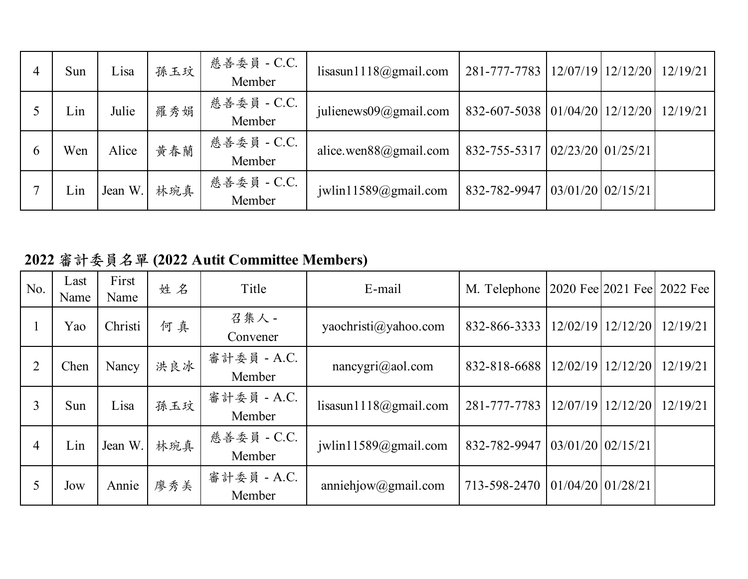| | | | | | | | | | |
|---|---|---|---|---|---|---|---|---|---|
| 4 | Sun | Lisa | 孫玉玟 | 慈善委員 - C.C. Member | lisasun1118@gmail.com | 281-777-7783 | 12/07/19 | 12/12/20 | 12/19/21 |
| 5 | Lin | Julie | 羅秀娟 | 慈善委員 - C.C. Member | julienews09@gmail.com | 832-607-5038 | 01/04/20 | 12/12/20 | 12/19/21 |
| 6 | Wen | Alice | 黃春蘭 | 慈善委員 - C.C. Member | alice.wen88@gmail.com | 832-755-5317 | 02/23/20 | 01/25/21 | |
| 7 | Lin | Jean W. | 林琬真 | 慈善委員 - C.C. Member | jwlin11589@gmail.com | 832-782-9947 | 03/01/20 | 02/15/21 | |

## 2022 審計委員名單 (2022 Autit Committee Members)

| No. | Last Name | First Name | 姓 名 | Title | E-mail | M. Telephone | 2020 Fee | 2021 Fee | 2022 Fee |
|---|---|---|---|---|---|---|---|---|---|
| 1 | Yao | Christi | 何 真 | 召集人 - Convener | yaochristi@yahoo.com | 832-866-3333 | 12/02/19 | 12/12/20 | 12/19/21 |
| 2 | Chen | Nancy | 洪良冰 | 審計委員 - A.C. Member | nancygri@aol.com | 832-818-6688 | 12/02/19 | 12/12/20 | 12/19/21 |
| 3 | Sun | Lisa | 孫玉玟 | 審計委員 - A.C. Member | lisasun1118@gmail.com | 281-777-7783 | 12/07/19 | 12/12/20 | 12/19/21 |
| 4 | Lin | Jean W. | 林琬真 | 慈善委員 - C.C. Member | jwlin11589@gmail.com | 832-782-9947 | 03/01/20 | 02/15/21 | |
| 5 | Jow | Annie | 廖秀美 | 審計委員 - A.C. Member | anniehjow@gmail.com | 713-598-2470 | 01/04/20 | 01/28/21 | |